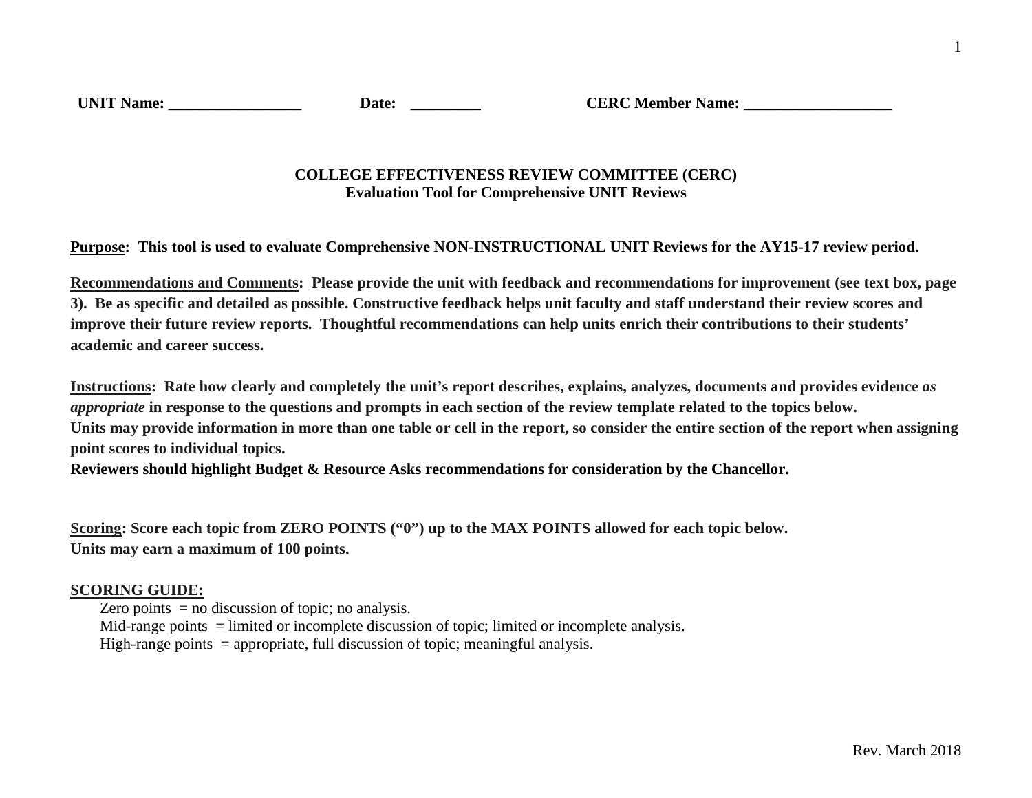**UNIT Name: _________________** **Date: _________** **CERC Member Name: ___________________**

## COLLEGE EFFECTIVENESS REVIEW COMMITTEE (CERC)
### Evaluation Tool for Comprehensive UNIT Reviews

**<u>Purpose</u>: This tool is used to evaluate Comprehensive NON-INSTRUCTIONAL UNIT Reviews for the AY15-17 review period.**

**<u>Recommendations and Comments</u>: Please provide the unit with feedback and recommendations for improvement (see text box, page 3). Be as specific and detailed as possible. Constructive feedback helps unit faculty and staff understand their review scores and improve their future review reports. Thoughtful recommendations can help units enrich their contributions to their students' academic and career success.**

**<u>Instructions</u>: Rate how clearly and completely the unit's report describes, explains, analyzes, documents and provides evidence *as appropriate* in response to the questions and prompts in each section of the review template related to the topics below.**
**Units may provide information in more than one table or cell in the report, so consider the entire section of the report when assigning point scores to individual topics.**
**Reviewers should highlight Budget & Resource Asks recommendations for consideration by the Chancellor.**

**<u>Scoring</u>: Score each topic from ZERO POINTS ("0") up to the MAX POINTS allowed for each topic below.**
**Units may earn a maximum of 100 points.**

**<u>SCORING GUIDE:</u>**

Zero points = no discussion of topic; no analysis.
Mid-range points = limited or incomplete discussion of topic; limited or incomplete analysis.
High-range points = appropriate, full discussion of topic; meaningful analysis.

Rev. March 2018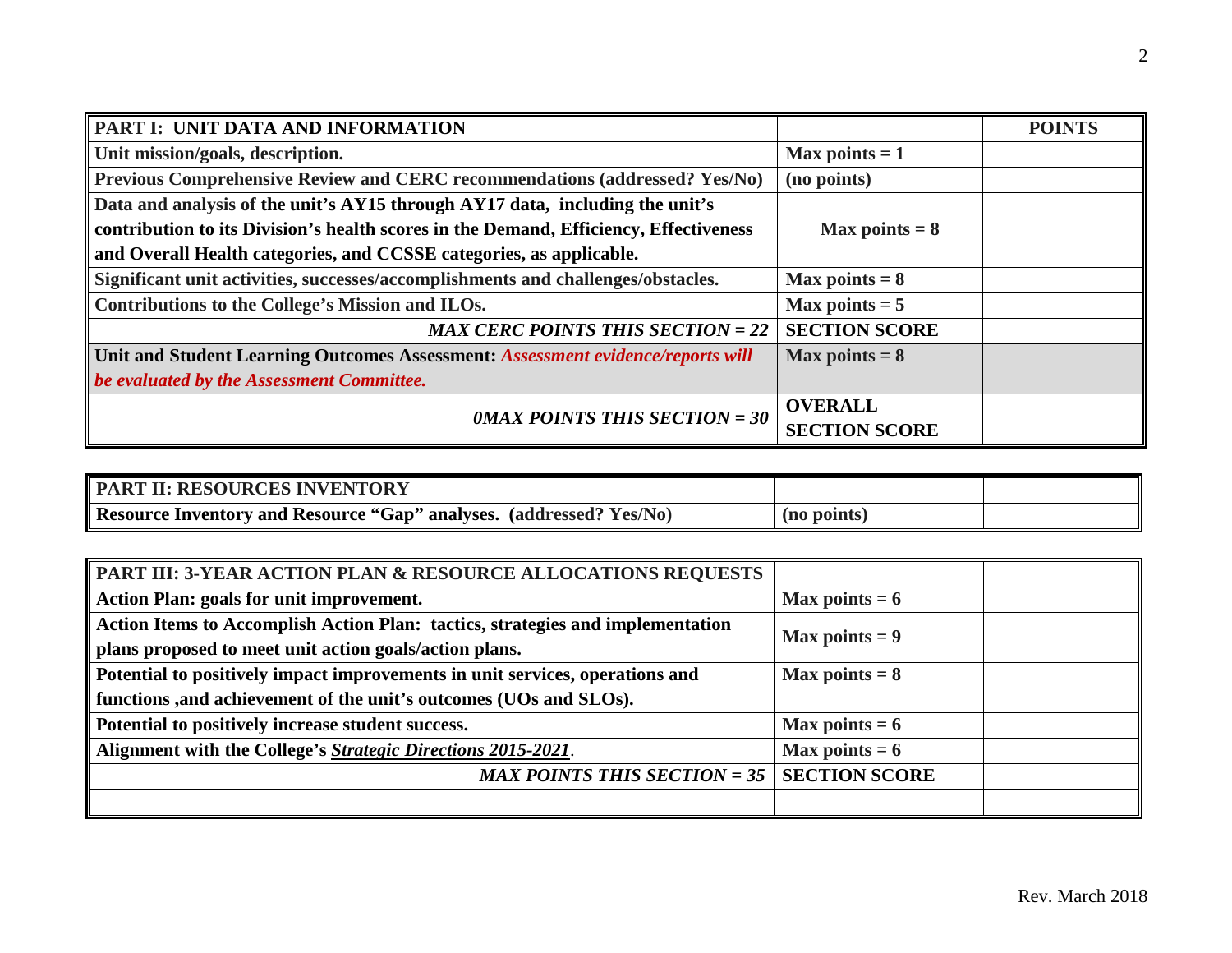| PART I: UNIT DATA AND INFORMATION | | POINTS |
|---|---|---|
| Unit mission/goals, description. | Max points = 1 | |
| Previous Comprehensive Review and CERC recommendations (addressed? Yes/No) | (no points) | |
| Data and analysis of the unit's AY15 through AY17 data, including the unit's contribution to its Division's health scores in the Demand, Efficiency, Effectiveness and Overall Health categories, and CCSSE categories, as applicable. | Max points = 8 | |
| Significant unit activities, successes/accomplishments and challenges/obstacles. | Max points = 8 | |
| Contributions to the College's Mission and ILOs. | Max points = 5 | |
| *MAX CERC POINTS THIS SECTION = 22* | SECTION SCORE | |
| Unit and Student Learning Outcomes Assessment: *Assessment evidence/reports will be evaluated by the Assessment Committee.* | Max points = 8 | |
| *0MAX POINTS THIS SECTION = 30* | OVERALL SECTION SCORE | |

| PART II: RESOURCES INVENTORY | | |
|---|---|---|
| Resource Inventory and Resource "Gap" analyses. (addressed? Yes/No) | (no points) | |

| PART III: 3-YEAR ACTION PLAN & RESOURCE ALLOCATIONS REQUESTS | | |
|---|---|---|
| Action Plan: goals for unit improvement. | Max points = 6 | |
| Action Items to Accomplish Action Plan: tactics, strategies and implementation plans proposed to meet unit action goals/action plans. | Max points = 9 | |
| Potential to positively impact improvements in unit services, operations and functions ,and achievement of the unit's outcomes (UOs and SLOs). | Max points = 8 | |
| Potential to positively increase student success. | Max points = 6 | |
| Alignment with the College's ***Strategic Directions 2015-2021***. | Max points = 6 | |
| *MAX POINTS THIS SECTION = 35* | SECTION SCORE | |
| | | |

Rev. March 2018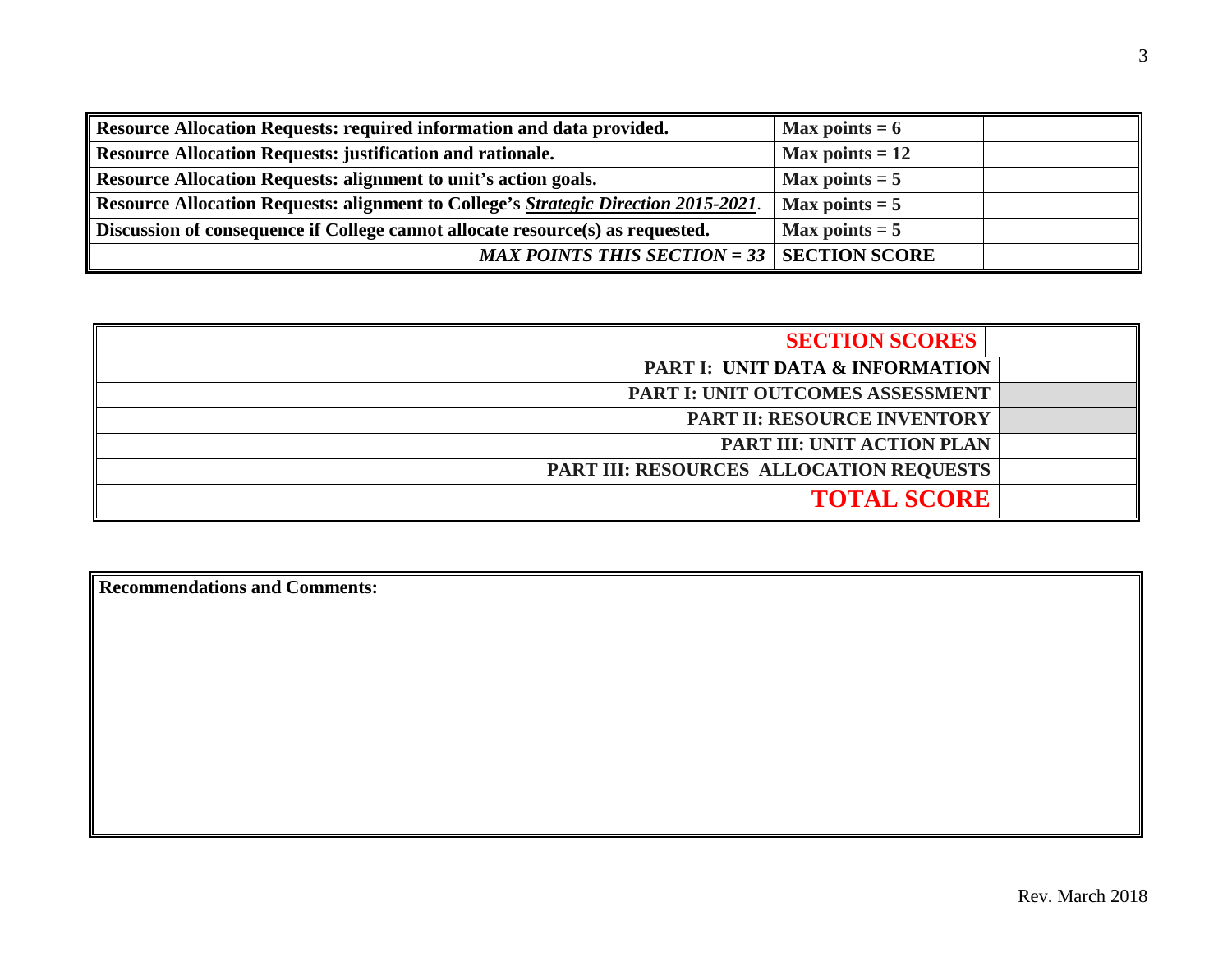| Resource Allocation Requests: required information and data provided. | Max points = 6 | |
|---|---|---|
| **Resource Allocation Requests: justification and rationale.** | **Max points = 12** | |
| **Resource Allocation Requests: alignment to unit's action goals.** | **Max points = 5** | |
| **Resource Allocation Requests: alignment to College's *Strategic Direction 2015-2021*.** | **Max points = 5** | |
| **Discussion of consequence if College cannot allocate resource(s) as requested.** | **Max points = 5** | |
| ***MAX POINTS THIS SECTION = 33*** | **SECTION SCORE** | |

| SECTION SCORES | |
|---|---|
| **PART I: UNIT DATA & INFORMATION** | |
| **PART I: UNIT OUTCOMES ASSESSMENT** | |
| **PART II: RESOURCE INVENTORY** | |
| **PART III: UNIT ACTION PLAN** | |
| **PART III: RESOURCES ALLOCATION REQUESTS** | |
| **TOTAL SCORE** | |

| Recommendations and Comments: |
|---|
| |

Rev. March 2018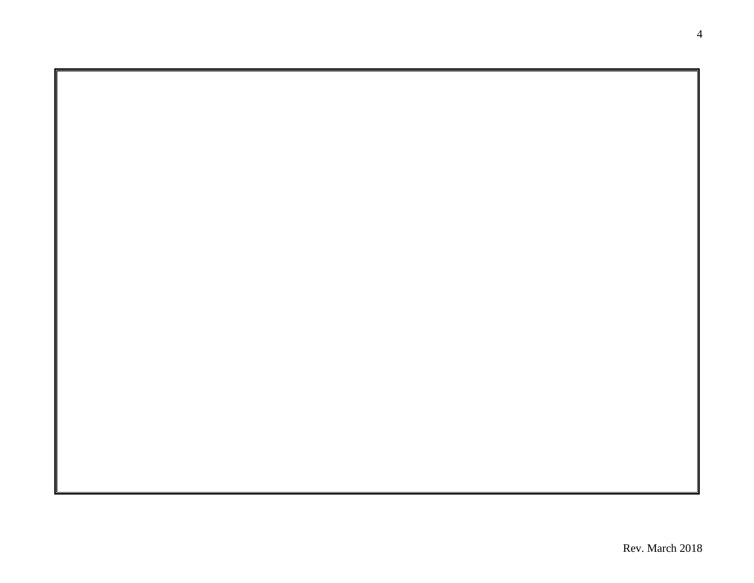Rev. March 2018